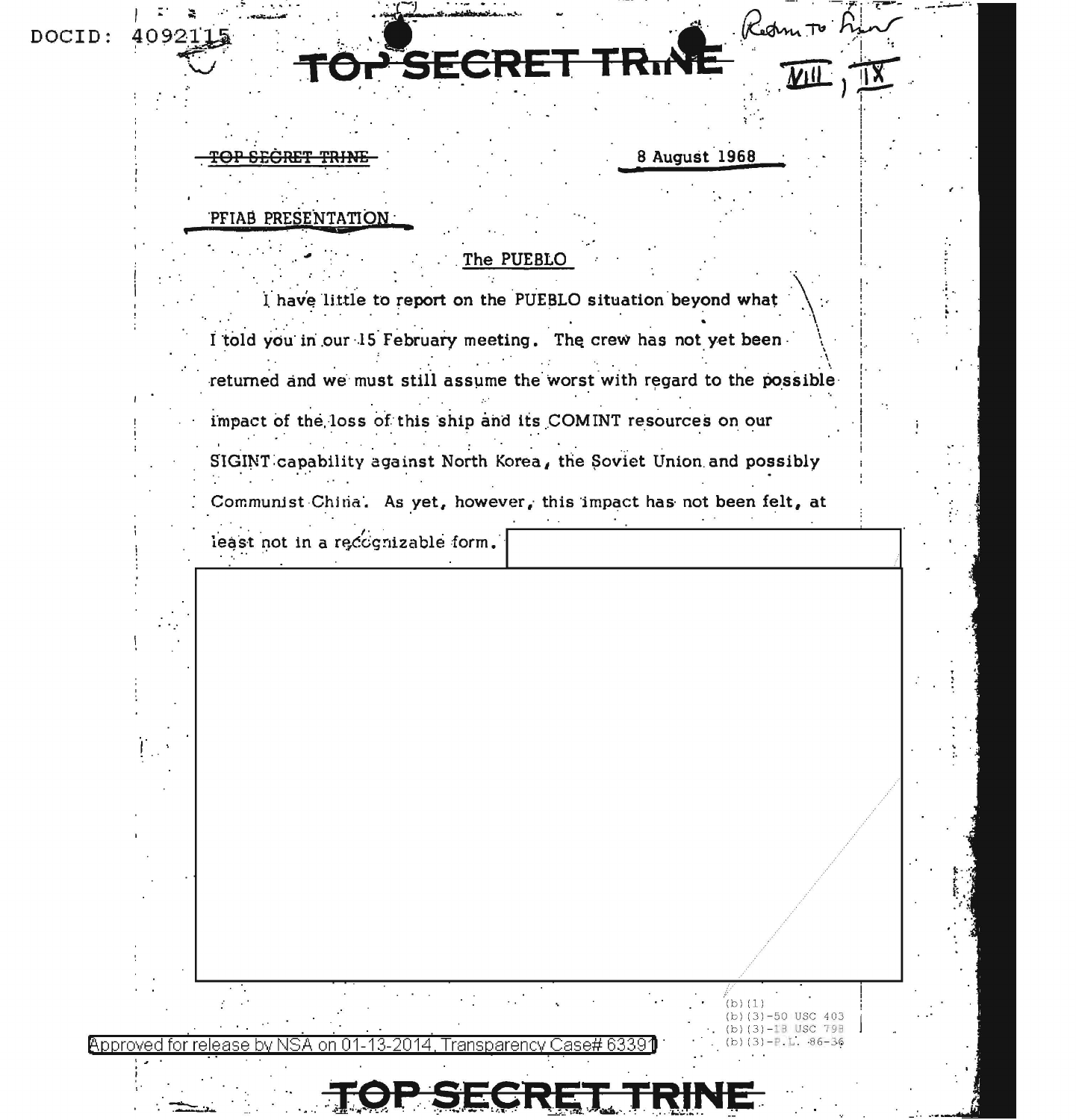TOP SECRET TRINE

8 August 1968

PFIAB PRESENTATION

## The PUEBLO

I have little to report on the PUEBLO situation beyond what I told you in our 15 February meeting. The crew has not yet been returned and we must still assume the worst with regard to the possible impact of the loss of this ship and its COMINT resources on our SIGINT capability against North Korea, the Soviet Union and possibly Communist China. As yet, however, this impact has not been felt, at least not in a recognizable form.

(b)(1)
(b)(3)-50 USC 403
(b)(3)-18 USC 798
(b)(3)-P.L. 86-36

Approved for release by NSA on 01-13-2014, Transparency Case# 63391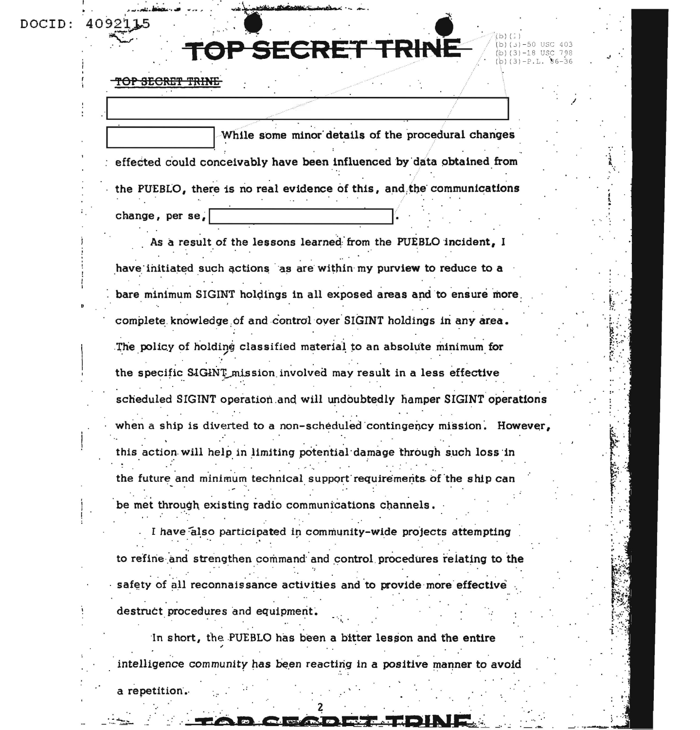DOCID: 4092115

TOP SECRET TRINE

(b)(1)
(b)(3)-50 USC 403
(b)(3)-18 USC 798
(b)(3)-P.L. 86-36

TOP SECRET TRINE

While some minor details of the procedural changes effected could conceivably have been influenced by data obtained from the PUEBLO, there is no real evidence of this, and the communications change, per se, .

As a result of the lessons learned from the PUEBLO incident, I have initiated such actions as are within my purview to reduce to a bare minimum SIGINT holdings in all exposed areas and to ensure more complete knowledge of and control over SIGINT holdings in any area. The policy of holding classified material to an absolute minimum for the specific SIGINT mission involved may result in a less effective scheduled SIGINT operation and will undoubtedly hamper SIGINT operations when a ship is diverted to a non-scheduled contingency mission. However, this action will help in limiting potential damage through such loss in the future and minimum technical support requirements of the ship can be met through existing radio communications channels.

I have also participated in community-wide projects attempting to refine and strengthen command and control procedures relating to the safety of all reconnaissance activities and to provide more effective destruct procedures and equipment.

In short, the PUEBLO has been a bitter lesson and the entire intelligence community has been reacting in a positive manner to avoid a repetition.

TOP SECRET TRINE